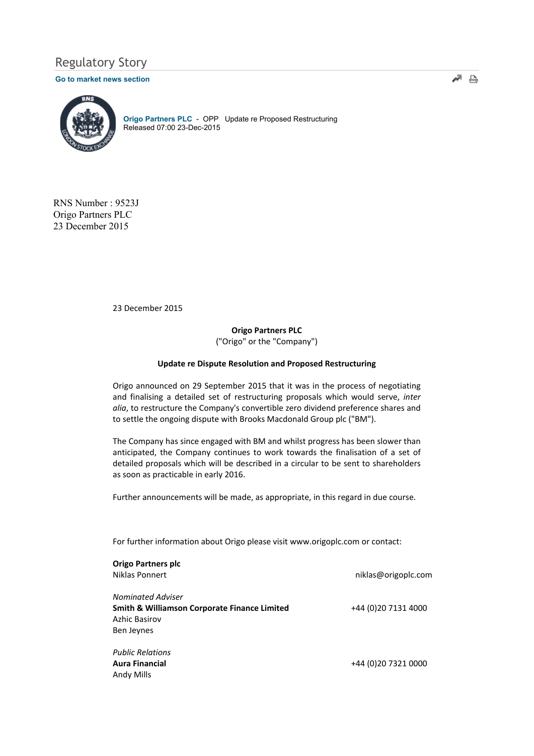# Regulatory Story

**Go to market news section**

**Origo Partners PLC** - OPP Update re Proposed Restructuring
Released 07:00 23-Dec-2015

RNS Number : 9523J
Origo Partners PLC
23 December 2015

23 December 2015

**Origo Partners PLC**
("Origo" or the "Company")

**Update re Dispute Resolution and Proposed Restructuring**

Origo announced on 29 September 2015 that it was in the process of negotiating and finalising a detailed set of restructuring proposals which would serve, *inter alia*, to restructure the Company's convertible zero dividend preference shares and to settle the ongoing dispute with Brooks Macdonald Group plc ("BM").

The Company has since engaged with BM and whilst progress has been slower than anticipated, the Company continues to work towards the finalisation of a set of detailed proposals which will be described in a circular to be sent to shareholders as soon as practicable in early 2016.

Further announcements will be made, as appropriate, in this regard in due course.

For further information about Origo please visit www.origoplc.com or contact:

**Origo Partners plc**
Niklas Ponnert — niklas@origoplc.com

*Nominated Adviser*
**Smith & Williamson Corporate Finance Limited** — +44 (0)20 7131 4000
Azhic Basirov
Ben Jeynes

*Public Relations*
**Aura Financial** — +44 (0)20 7321 0000
Andy Mills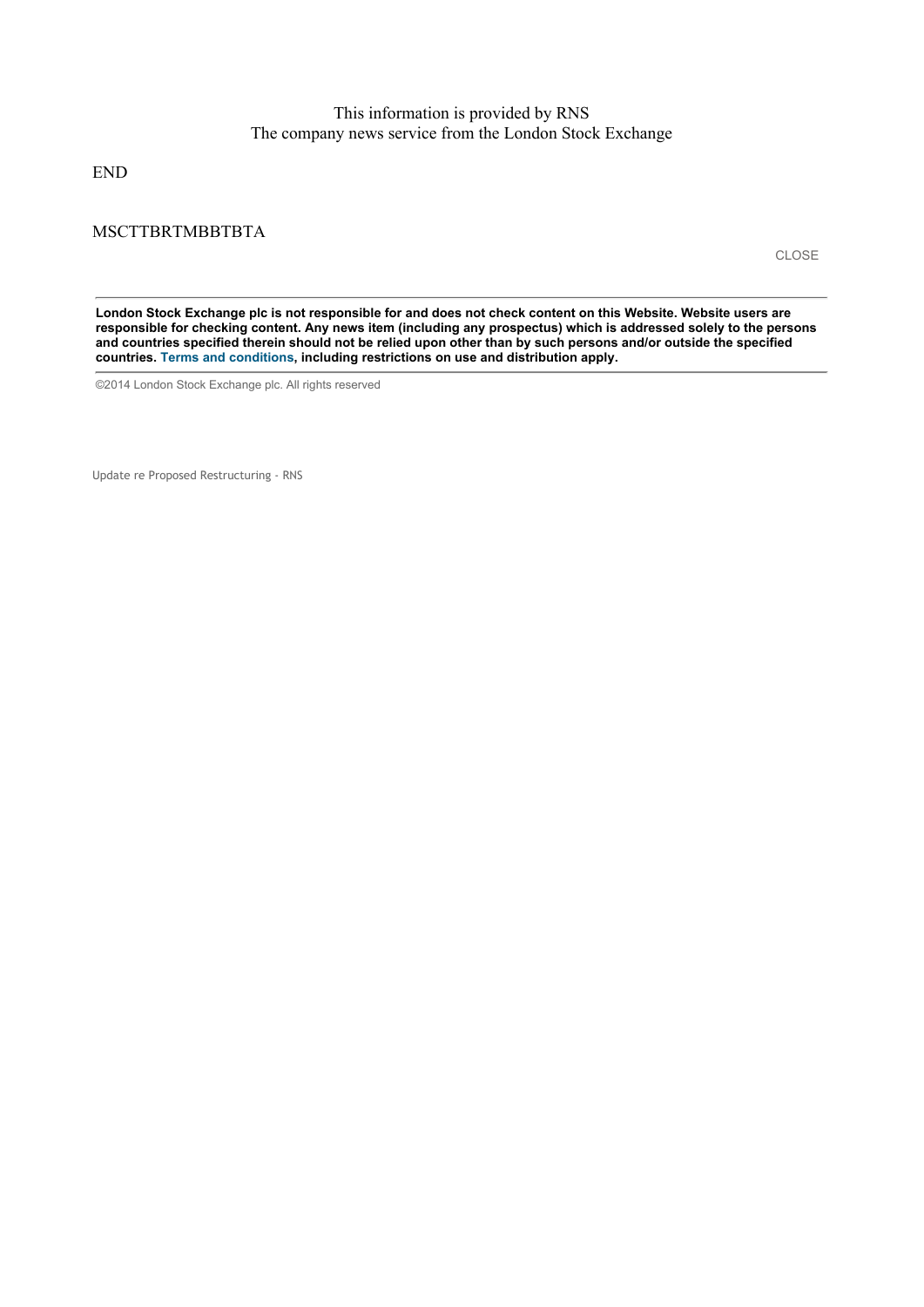This information is provided by RNS
The company news service from the London Stock Exchange

END

MSCTTBRTMBBTBTA

CLOSE

---

**London Stock Exchange plc is not responsible for and does not check content on this Website. Website users are responsible for checking content. Any news item (including any prospectus) which is addressed solely to the persons and countries specified therein should not be relied upon other than by such persons and/or outside the specified countries. Terms and conditions, including restrictions on use and distribution apply.**

---

©2014 London Stock Exchange plc. All rights reserved

Update re Proposed Restructuring - RNS